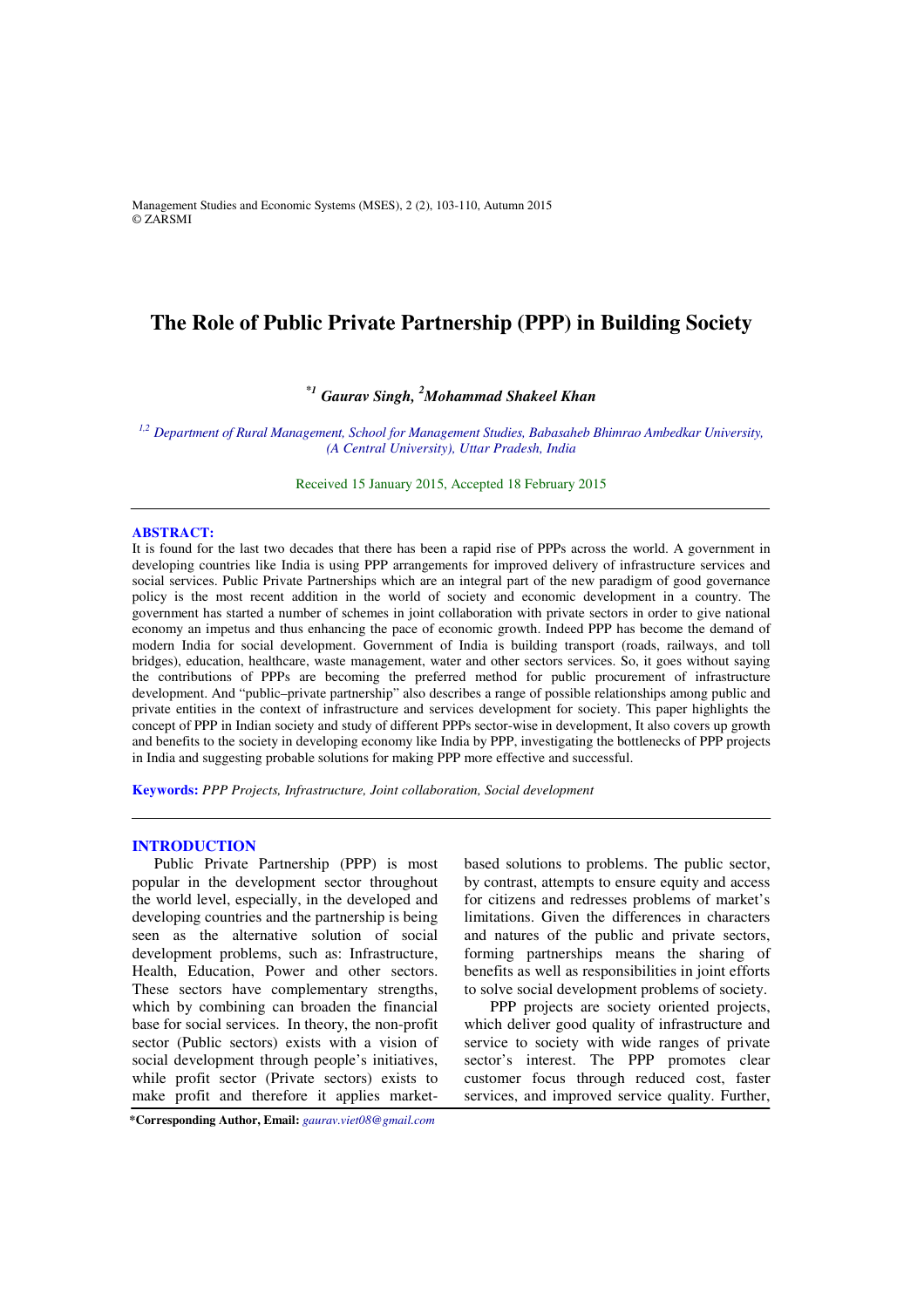# The Role of Public Private Partnership (PPP) in Building Society

***[*1] Gaurav Singh, [2]Mohammad Shakeel Khan***

*[1,2] Department of Rural Management, School for Management Studies, Babasaheb Bhimrao Ambedkar University, (A Central University), Uttar Pradesh, India*

Received 15 January 2015, Accepted 18 February 2015

---

**ABSTRACT:**

It is found for the last two decades that there has been a rapid rise of PPPs across the world. A government in developing countries like India is using PPP arrangements for improved delivery of infrastructure services and social services. Public Private Partnerships which are an integral part of the new paradigm of good governance policy is the most recent addition in the world of society and economic development in a country. The government has started a number of schemes in joint collaboration with private sectors in order to give national economy an impetus and thus enhancing the pace of economic growth. Indeed PPP has become the demand of modern India for social development. Government of India is building transport (roads, railways, and toll bridges), education, healthcare, waste management, water and other sectors services. So, it goes without saying the contributions of PPPs are becoming the preferred method for public procurement of infrastructure development. And "public–private partnership" also describes a range of possible relationships among public and private entities in the context of infrastructure and services development for society. This paper highlights the concept of PPP in Indian society and study of different PPPs sector-wise in development, It also covers up growth and benefits to the society in developing economy like India by PPP, investigating the bottlenecks of PPP projects in India and suggesting probable solutions for making PPP more effective and successful.

**Keywords:** *PPP Projects, Infrastructure, Joint collaboration, Social development*

---

## INTRODUCTION

Public Private Partnership (PPP) is most popular in the development sector throughout the world level, especially, in the developed and developing countries and the partnership is being seen as the alternative solution of social development problems, such as: Infrastructure, Health, Education, Power and other sectors. These sectors have complementary strengths, which by combining can broaden the financial base for social services. In theory, the non-profit sector (Public sectors) exists with a vision of social development through people's initiatives, while profit sector (Private sectors) exists to make profit and therefore it applies market-based solutions to problems. The public sector, by contrast, attempts to ensure equity and access for citizens and redresses problems of market's limitations. Given the differences in characters and natures of the public and private sectors, forming partnerships means the sharing of benefits as well as responsibilities in joint efforts to solve social development problems of society.

PPP projects are society oriented projects, which deliver good quality of infrastructure and service to society with wide ranges of private sector's interest. The PPP promotes clear customer focus through reduced cost, faster services, and improved service quality. Further,

*Corresponding Author, Email: *gaurav.viet08@gmail.com*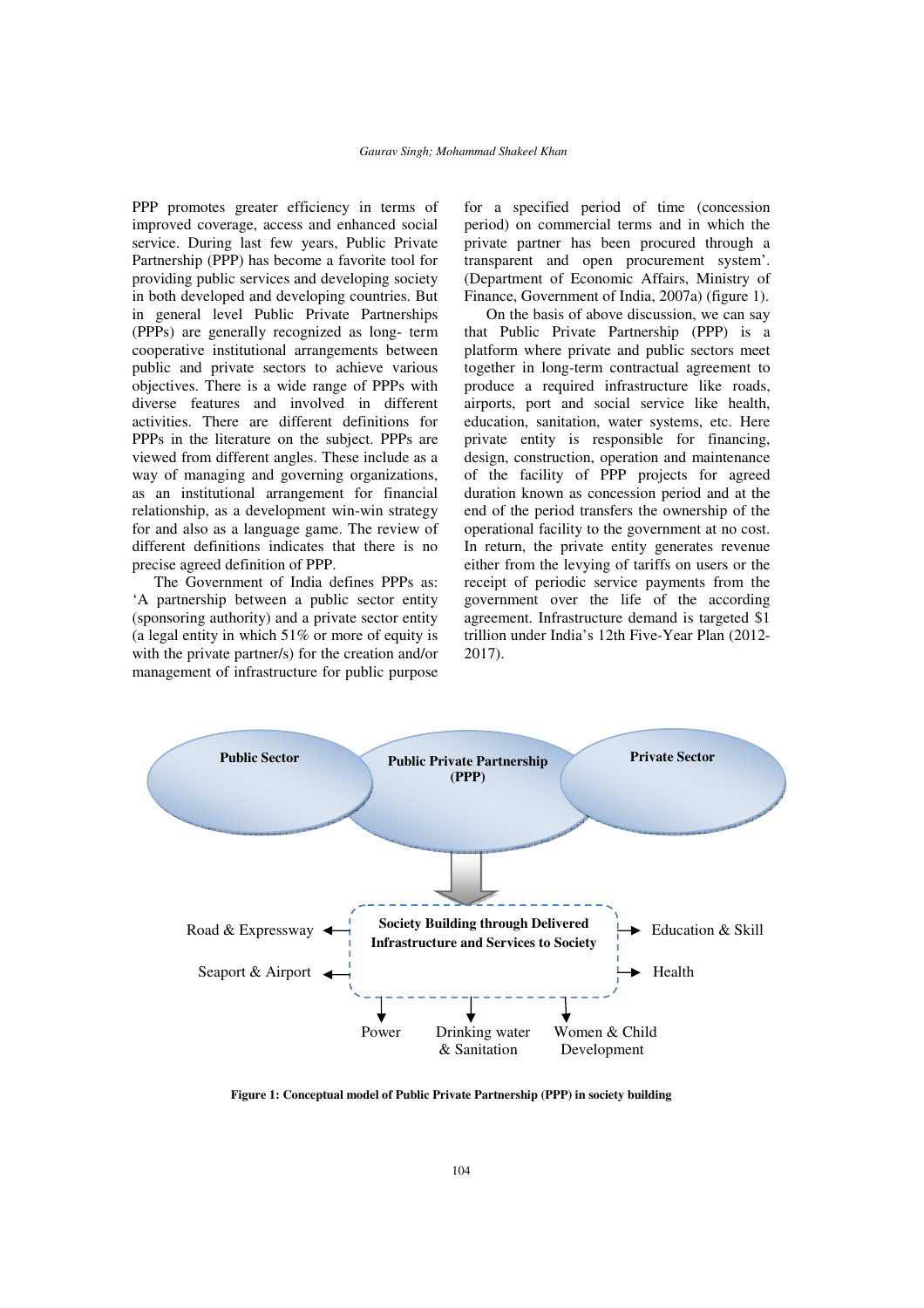PPP promotes greater efficiency in terms of improved coverage, access and enhanced social service. During last few years, Public Private Partnership (PPP) has become a favorite tool for providing public services and developing society in both developed and developing countries. But in general level Public Private Partnerships (PPPs) are generally recognized as long- term cooperative institutional arrangements between public and private sectors to achieve various objectives. There is a wide range of PPPs with diverse features and involved in different activities. There are different definitions for PPPs in the literature on the subject. PPPs are viewed from different angles. These include as a way of managing and governing organizations, as an institutional arrangement for financial relationship, as a development win-win strategy for and also as a language game. The review of different definitions indicates that there is no precise agreed definition of PPP.

The Government of India defines PPPs as: 'A partnership between a public sector entity (sponsoring authority) and a private sector entity (a legal entity in which 51% or more of equity is with the private partner/s) for the creation and/or management of infrastructure for public purpose for a specified period of time (concession period) on commercial terms and in which the private partner has been procured through a transparent and open procurement system'. (Department of Economic Affairs, Ministry of Finance, Government of India, 2007a) (figure 1).

On the basis of above discussion, we can say that Public Private Partnership (PPP) is a platform where private and public sectors meet together in long-term contractual agreement to produce a required infrastructure like roads, airports, port and social service like health, education, sanitation, water systems, etc. Here private entity is responsible for financing, design, construction, operation and maintenance of the facility of PPP projects for agreed duration known as concession period and at the end of the period transfers the ownership of the operational facility to the government at no cost. In return, the private entity generates revenue either from the levying of tariffs on users or the receipt of periodic service payments from the government over the life of the according agreement. Infrastructure demand is targeted $1 trillion under India's 12th Five-Year Plan (2012-2017).

Public Sector | Public Private Partnership (PPP) | Private Sector

Society Building through Delivered Infrastructure and Services to Society

Road & Expressway | Seaport & Airport | Power | Drinking water & Sanitation | Women & Child Development | Health | Education & Skill

**Figure 1: Conceptual model of Public Private Partnership (PPP) in society building**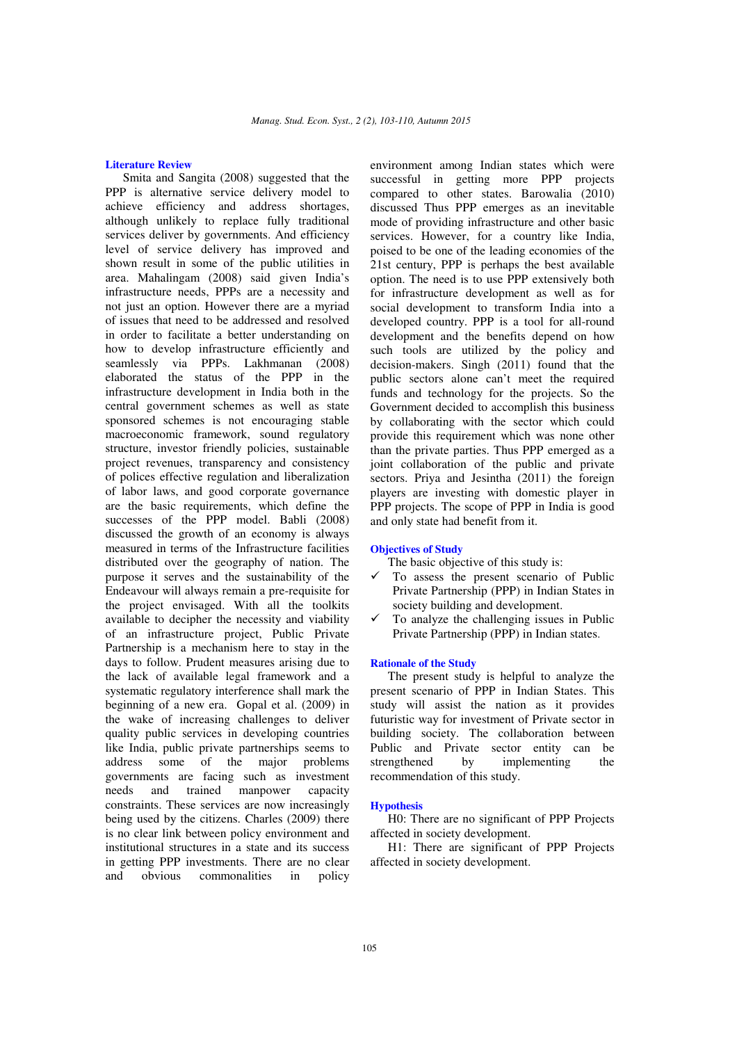## Literature Review

Smita and Sangita (2008) suggested that the PPP is alternative service delivery model to achieve efficiency and address shortages, although unlikely to replace fully traditional services deliver by governments. And efficiency level of service delivery has improved and shown result in some of the public utilities in area. Mahalingam (2008) said given India's infrastructure needs, PPPs are a necessity and not just an option. However there are a myriad of issues that need to be addressed and resolved in order to facilitate a better understanding on how to develop infrastructure efficiently and seamlessly via PPPs. Lakhmanan (2008) elaborated the status of the PPP in the infrastructure development in India both in the central government schemes as well as state sponsored schemes is not encouraging stable macroeconomic framework, sound regulatory structure, investor friendly policies, sustainable project revenues, transparency and consistency of polices effective regulation and liberalization of labor laws, and good corporate governance are the basic requirements, which define the successes of the PPP model. Babli (2008) discussed the growth of an economy is always measured in terms of the Infrastructure facilities distributed over the geography of nation. The purpose it serves and the sustainability of the Endeavour will always remain a pre-requisite for the project envisaged. With all the toolkits available to decipher the necessity and viability of an infrastructure project, Public Private Partnership is a mechanism here to stay in the days to follow. Prudent measures arising due to the lack of available legal framework and a systematic regulatory interference shall mark the beginning of a new era. Gopal et al. (2009) in the wake of increasing challenges to deliver quality public services in developing countries like India, public private partnerships seems to address some of the major problems governments are facing such as investment needs and trained manpower capacity constraints. These services are now increasingly being used by the citizens. Charles (2009) there is no clear link between policy environment and institutional structures in a state and its success in getting PPP investments. There are no clear and obvious commonalities in policy environment among Indian states which were successful in getting more PPP projects compared to other states. Barowalia (2010) discussed Thus PPP emerges as an inevitable mode of providing infrastructure and other basic services. However, for a country like India, poised to be one of the leading economies of the 21st century, PPP is perhaps the best available option. The need is to use PPP extensively both for infrastructure development as well as for social development to transform India into a developed country. PPP is a tool for all-round development and the benefits depend on how such tools are utilized by the policy and decision-makers. Singh (2011) found that the public sectors alone can't meet the required funds and technology for the projects. So the Government decided to accomplish this business by collaborating with the sector which could provide this requirement which was none other than the private parties. Thus PPP emerged as a joint collaboration of the public and private sectors. Priya and Jesintha (2011) the foreign players are investing with domestic player in PPP projects. The scope of PPP in India is good and only state had benefit from it.

## Objectives of Study

The basic objective of this study is:

- ✓ To assess the present scenario of Public Private Partnership (PPP) in Indian States in society building and development.
- ✓ To analyze the challenging issues in Public Private Partnership (PPP) in Indian states.

## Rationale of the Study

The present study is helpful to analyze the present scenario of PPP in Indian States. This study will assist the nation as it provides futuristic way for investment of Private sector in building society. The collaboration between Public and Private sector entity can be strengthened by implementing the recommendation of this study.

## Hypothesis

H0: There are no significant of PPP Projects affected in society development.

H1: There are significant of PPP Projects affected in society development.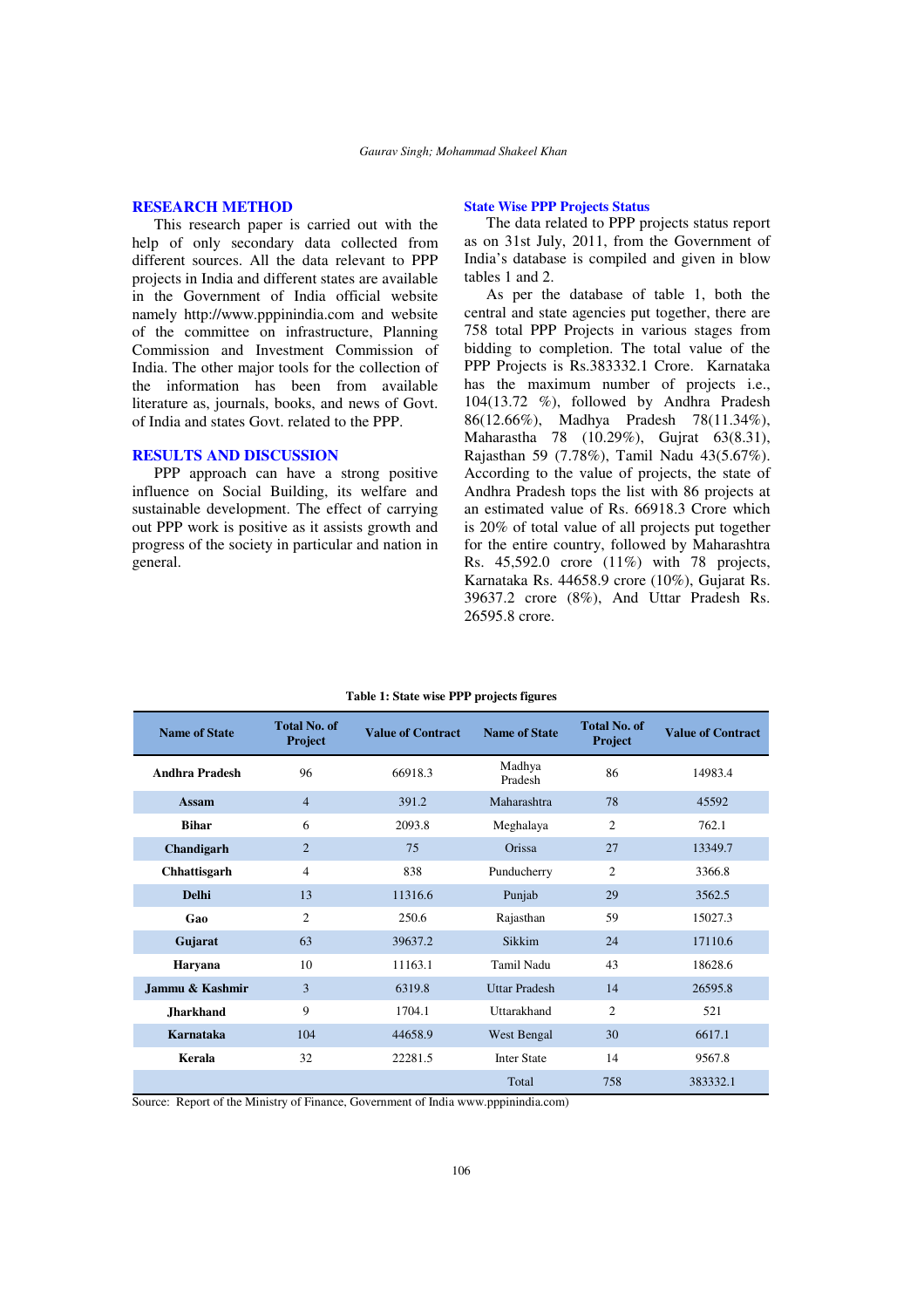## RESEARCH METHOD

This research paper is carried out with the help of only secondary data collected from different sources. All the data relevant to PPP projects in India and different states are available in the Government of India official website namely http://www.pppinindia.com and website of the committee on infrastructure, Planning Commission and Investment Commission of India. The other major tools for the collection of the information has been from available literature as, journals, books, and news of Govt. of India and states Govt. related to the PPP.

## RESULTS AND DISCUSSION

PPP approach can have a strong positive influence on Social Building, its welfare and sustainable development. The effect of carrying out PPP work is positive as it assists growth and progress of the society in particular and nation in general.

### State Wise PPP Projects Status

The data related to PPP projects status report as on 31st July, 2011, from the Government of India's database is compiled and given in blow tables 1 and 2.

As per the database of table 1, both the central and state agencies put together, there are 758 total PPP Projects in various stages from bidding to completion. The total value of the PPP Projects is Rs.383332.1 Crore. Karnataka has the maximum number of projects i.e., 104(13.72 %), followed by Andhra Pradesh 86(12.66%), Madhya Pradesh 78(11.34%), Maharastha 78 (10.29%), Gujrat 63(8.31), Rajasthan 59 (7.78%), Tamil Nadu 43(5.67%). According to the value of projects, the state of Andhra Pradesh tops the list with 86 projects at an estimated value of Rs. 66918.3 Crore which is 20% of total value of all projects put together for the entire country, followed by Maharashtra Rs. 45,592.0 crore (11%) with 78 projects, Karnataka Rs. 44658.9 crore (10%), Gujarat Rs. 39637.2 crore (8%), And Uttar Pradesh Rs. 26595.8 crore.

**Table 1: State wise PPP projects figures**

| Name of State | Total No. of Project | Value of Contract | Name of State | Total No. of Project | Value of Contract |
|---|---|---|---|---|---|
| **Andhra Pradesh** | 96 | 66918.3 | Madhya Pradesh | 86 | 14983.4 |
| **Assam** | 4 | 391.2 | Maharashtra | 78 | 45592 |
| **Bihar** | 6 | 2093.8 | Meghalaya | 2 | 762.1 |
| **Chandigarh** | 2 | 75 | Orissa | 27 | 13349.7 |
| **Chhattisgarh** | 4 | 838 | Punducherry | 2 | 3366.8 |
| **Delhi** | 13 | 11316.6 | Punjab | 29 | 3562.5 |
| **Gao** | 2 | 250.6 | Rajasthan | 59 | 15027.3 |
| **Gujarat** | 63 | 39637.2 | Sikkim | 24 | 17110.6 |
| **Haryana** | 10 | 11163.1 | Tamil Nadu | 43 | 18628.6 |
| **Jammu & Kashmir** | 3 | 6319.8 | Uttar Pradesh | 14 | 26595.8 |
| **Jharkhand** | 9 | 1704.1 | Uttarakhand | 2 | 521 |
| **Karnataka** | 104 | 44658.9 | West Bengal | 30 | 6617.1 |
| **Kerala** | 32 | 22281.5 | Inter State | 14 | 9567.8 |
| | | | Total | 758 | 383332.1 |

Source: Report of the Ministry of Finance, Government of India www.pppinindia.com)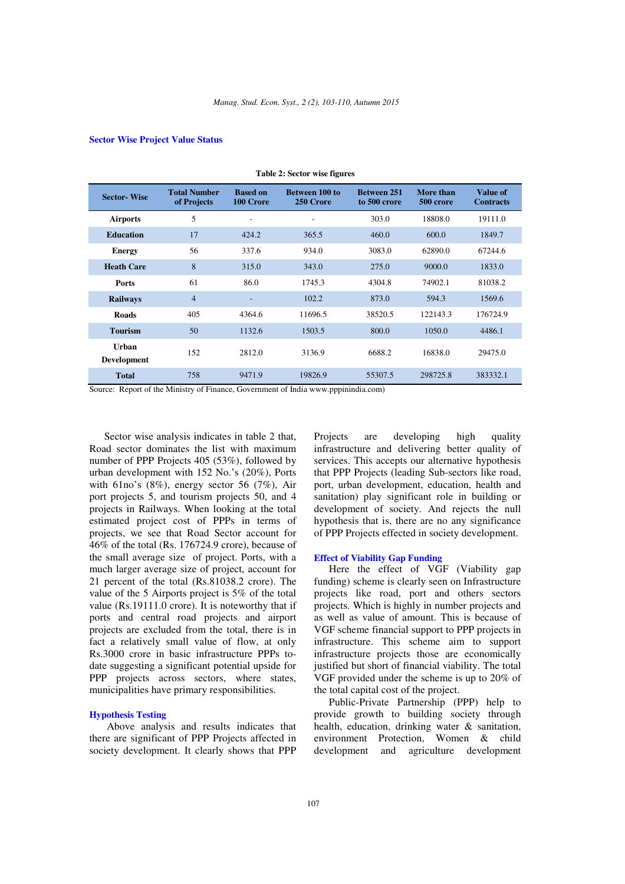### Sector Wise Project Value Status

**Table 2: Sector wise figures**

| Sector- Wise | Total Number of Projects | Based on 100 Crore | Between 100 to 250 Crore | Between 251 to 500 crore | More than 500 crore | Value of Contracts |
|---|---|---|---|---|---|---|
| Airports | 5 | - | - | 303.0 | 18808.0 | 19111.0 |
| Education | 17 | 424.2 | 365.5 | 460.0 | 600.0 | 1849.7 |
| Energy | 56 | 337.6 | 934.0 | 3083.0 | 62890.0 | 67244.6 |
| Heath Care | 8 | 315.0 | 343.0 | 275.0 | 9000.0 | 1833.0 |
| Ports | 61 | 86.0 | 1745.3 | 4304.8 | 74902.1 | 81038.2 |
| Railways | 4 | - | 102.2 | 873.0 | 594.3 | 1569.6 |
| Roads | 405 | 4364.6 | 11696.5 | 38520.5 | 122143.3 | 176724.9 |
| Tourism | 50 | 1132.6 | 1503.5 | 800.0 | 1050.0 | 4486.1 |
| Urban Development | 152 | 2812.0 | 3136.9 | 6688.2 | 16838.0 | 29475.0 |
| Total | 758 | 9471.9 | 19826.9 | 55307.5 | 298725.8 | 383332.1 |

Source: Report of the Ministry of Finance, Government of India www.pppinindia.com)

Sector wise analysis indicates in table 2 that, Road sector dominates the list with maximum number of PPP Projects 405 (53%), followed by urban development with 152 No.'s (20%), Ports with 61no's (8%), energy sector 56 (7%), Air port projects 5, and tourism projects 50, and 4 projects in Railways. When looking at the total estimated project cost of PPPs in terms of projects, we see that Road Sector account for 46% of the total (Rs. 176724.9 crore), because of the small average size of project. Ports, with a much larger average size of project, account for 21 percent of the total (Rs.81038.2 crore). The value of the 5 Airports project is 5% of the total value (Rs.19111.0 crore). It is noteworthy that if ports and central road projects and airport projects are excluded from the total, there is in fact a relatively small value of flow, at only Rs.3000 crore in basic infrastructure PPPs to-date suggesting a significant potential upside for PPP projects across sectors, where states, municipalities have primary responsibilities.

### Hypothesis Testing

Above analysis and results indicates that there are significant of PPP Projects affected in society development. It clearly shows that PPP Projects are developing high quality infrastructure and delivering better quality of services. This accepts our alternative hypothesis that PPP Projects (leading Sub-sectors like road, port, urban development, education, health and sanitation) play significant role in building or development of society. And rejects the null hypothesis that is, there are no any significance of PPP Projects effected in society development.

### Effect of Viability Gap Funding

Here the effect of VGF (Viability gap funding) scheme is clearly seen on Infrastructure projects like road, port and others sectors projects. Which is highly in number projects and as well as value of amount. This is because of VGF scheme financial support to PPP projects in infrastructure. This scheme aim to support infrastructure projects those are economically justified but short of financial viability. The total VGF provided under the scheme is up to 20% of the total capital cost of the project.

Public-Private Partnership (PPP) help to provide growth to building society through health, education, drinking water & sanitation, environment Protection, Women & child development and agriculture development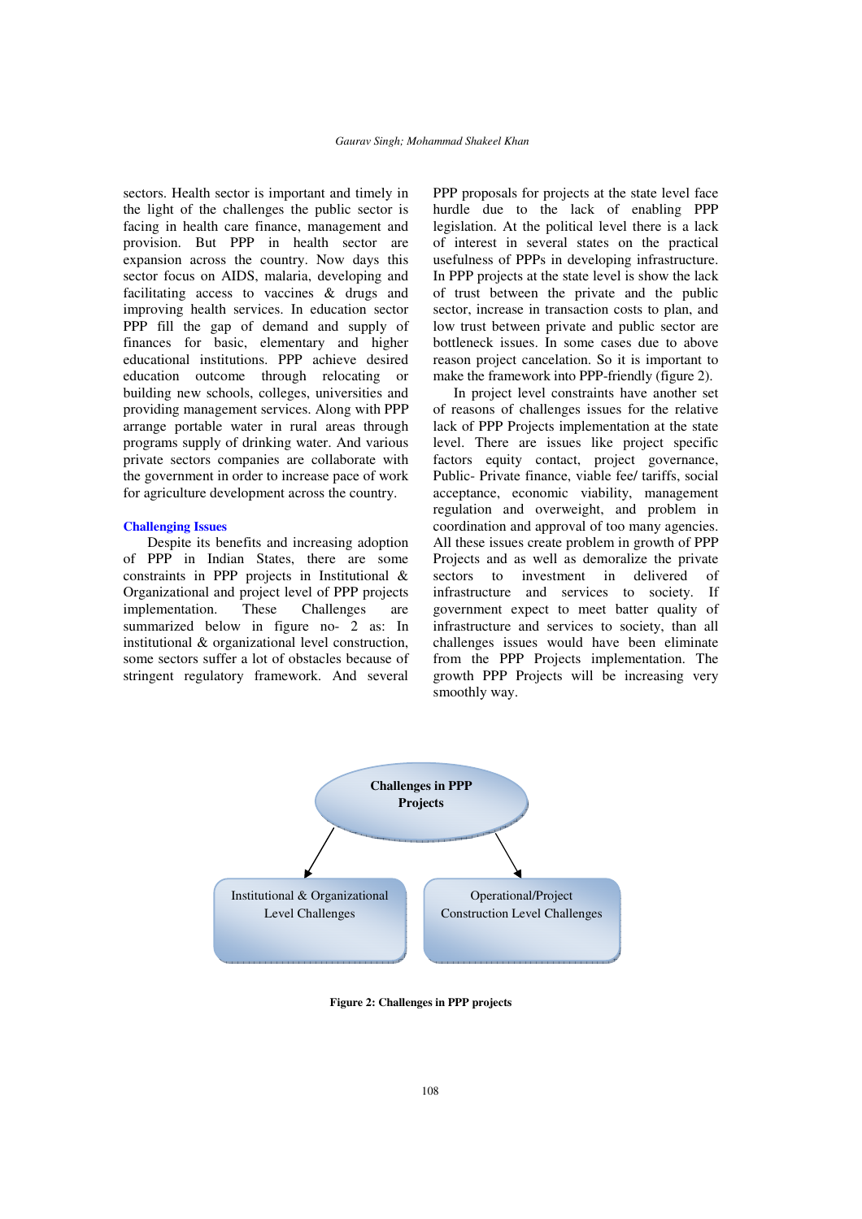sectors. Health sector is important and timely in the light of the challenges the public sector is facing in health care finance, management and provision. But PPP in health sector are expansion across the country. Now days this sector focus on AIDS, malaria, developing and facilitating access to vaccines & drugs and improving health services. In education sector PPP fill the gap of demand and supply of finances for basic, elementary and higher educational institutions. PPP achieve desired education outcome through relocating or building new schools, colleges, universities and providing management services. Along with PPP arrange portable water in rural areas through programs supply of drinking water. And various private sectors companies are collaborate with the government in order to increase pace of work for agriculture development across the country.

## Challenging Issues

Despite its benefits and increasing adoption of PPP in Indian States, there are some constraints in PPP projects in Institutional & Organizational and project level of PPP projects implementation. These Challenges are summarized below in figure no- 2 as: In institutional & organizational level construction, some sectors suffer a lot of obstacles because of stringent regulatory framework. And several PPP proposals for projects at the state level face hurdle due to the lack of enabling PPP legislation. At the political level there is a lack of interest in several states on the practical usefulness of PPPs in developing infrastructure. In PPP projects at the state level is show the lack of trust between the private and the public sector, increase in transaction costs to plan, and low trust between private and public sector are bottleneck issues. In some cases due to above reason project cancelation. So it is important to make the framework into PPP-friendly (figure 2).

In project level constraints have another set of reasons of challenges issues for the relative lack of PPP Projects implementation at the state level. There are issues like project specific factors equity contact, project governance, Public- Private finance, viable fee/ tariffs, social acceptance, economic viability, management regulation and overweight, and problem in coordination and approval of too many agencies. All these issues create problem in growth of PPP Projects and as well as demoralize the private sectors to investment in delivered of infrastructure and services to society. If government expect to meet batter quality of infrastructure and services to society, than all challenges issues would have been eliminate from the PPP Projects implementation. The growth PPP Projects will be increasing very smoothly way.

Challenges in PPP Projects

- Institutional & Organizational Level Challenges
- Operational/Project Construction Level Challenges

**Figure 2: Challenges in PPP projects**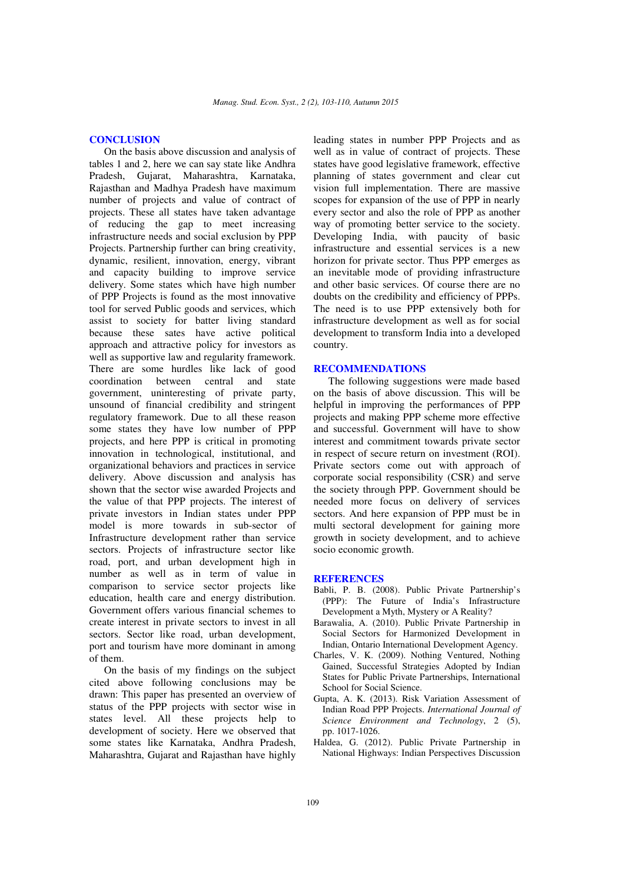## CONCLUSION

On the basis above discussion and analysis of tables 1 and 2, here we can say state like Andhra Pradesh, Gujarat, Maharashtra, Karnataka, Rajasthan and Madhya Pradesh have maximum number of projects and value of contract of projects. These all states have taken advantage of reducing the gap to meet increasing infrastructure needs and social exclusion by PPP Projects. Partnership further can bring creativity, dynamic, resilient, innovation, energy, vibrant and capacity building to improve service delivery. Some states which have high number of PPP Projects is found as the most innovative tool for served Public goods and services, which assist to society for batter living standard because these sates have active political approach and attractive policy for investors as well as supportive law and regularity framework. There are some hurdles like lack of good coordination between central and state government, uninteresting of private party, unsound of financial credibility and stringent regulatory framework. Due to all these reason some states they have low number of PPP projects, and here PPP is critical in promoting innovation in technological, institutional, and organizational behaviors and practices in service delivery. Above discussion and analysis has shown that the sector wise awarded Projects and the value of that PPP projects. The interest of private investors in Indian states under PPP model is more towards in sub-sector of Infrastructure development rather than service sectors. Projects of infrastructure sector like road, port, and urban development high in number as well as in term of value in comparison to service sector projects like education, health care and energy distribution. Government offers various financial schemes to create interest in private sectors to invest in all sectors. Sector like road, urban development, port and tourism have more dominant in among of them.

On the basis of my findings on the subject cited above following conclusions may be drawn: This paper has presented an overview of status of the PPP projects with sector wise in states level. All these projects help to development of society. Here we observed that some states like Karnataka, Andhra Pradesh, Maharashtra, Gujarat and Rajasthan have highly leading states in number PPP Projects and as well as in value of contract of projects. These states have good legislative framework, effective planning of states government and clear cut vision full implementation. There are massive scopes for expansion of the use of PPP in nearly every sector and also the role of PPP as another way of promoting better service to the society. Developing India, with paucity of basic infrastructure and essential services is a new horizon for private sector. Thus PPP emerges as an inevitable mode of providing infrastructure and other basic services. Of course there are no doubts on the credibility and efficiency of PPPs. The need is to use PPP extensively both for infrastructure development as well as for social development to transform India into a developed country.

## RECOMMENDATIONS

The following suggestions were made based on the basis of above discussion. This will be helpful in improving the performances of PPP projects and making PPP scheme more effective and successful. Government will have to show interest and commitment towards private sector in respect of secure return on investment (ROI). Private sectors come out with approach of corporate social responsibility (CSR) and serve the society through PPP. Government should be needed more focus on delivery of services sectors. And here expansion of PPP must be in multi sectoral development for gaining more growth in society development, and to achieve socio economic growth.

## REFERENCES

Babli, P. B. (2008). Public Private Partnership's (PPP): The Future of India's Infrastructure Development a Myth, Mystery or A Reality?

Barawalia, A. (2010). Public Private Partnership in Social Sectors for Harmonized Development in Indian, Ontario International Development Agency.

Charles, V. K. (2009). Nothing Ventured, Nothing Gained, Successful Strategies Adopted by Indian States for Public Private Partnerships, International School for Social Science.

Gupta, A. K. (2013). Risk Variation Assessment of Indian Road PPP Projects. *International Journal of Science Environment and Technology*, 2 (5), pp. 1017-1026.

Haldea, G. (2012). Public Private Partnership in National Highways: Indian Perspectives Discussion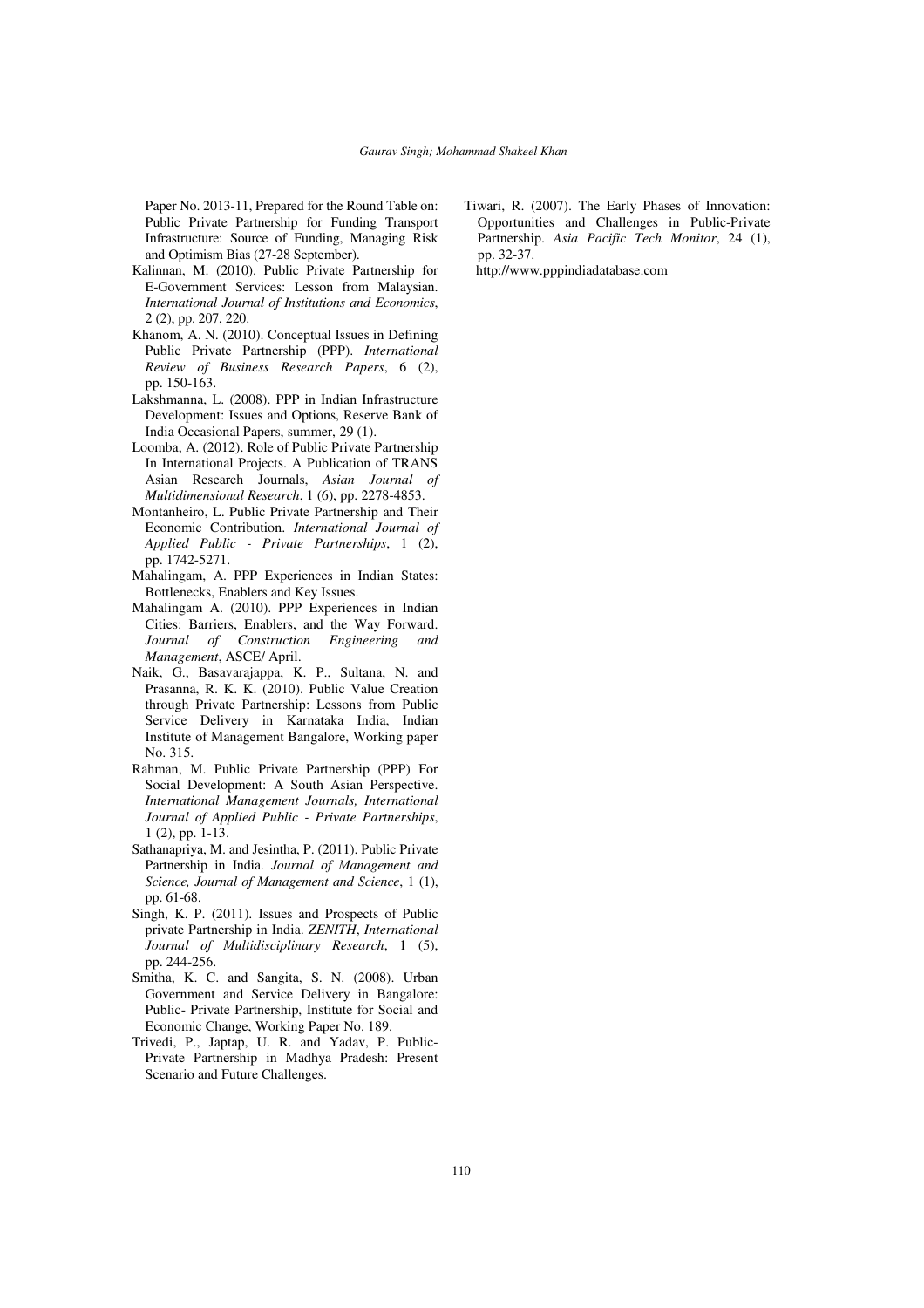Paper No. 2013-11, Prepared for the Round Table on: Public Private Partnership for Funding Transport Infrastructure: Source of Funding, Managing Risk and Optimism Bias (27-28 September).

Kalinnan, M. (2010). Public Private Partnership for E-Government Services: Lesson from Malaysian. *International Journal of Institutions and Economics*, 2 (2), pp. 207, 220.

Khanom, A. N. (2010). Conceptual Issues in Defining Public Private Partnership (PPP). *International Review of Business Research Papers*, 6 (2), pp. 150-163.

Lakshmanna, L. (2008). PPP in Indian Infrastructure Development: Issues and Options, Reserve Bank of India Occasional Papers, summer, 29 (1).

Loomba, A. (2012). Role of Public Private Partnership In International Projects. A Publication of TRANS Asian Research Journals, *Asian Journal of Multidimensional Research*, 1 (6), pp. 2278-4853.

Montanheiro, L. Public Private Partnership and Their Economic Contribution. *International Journal of Applied Public - Private Partnerships*, 1 (2), pp. 1742-5271.

Mahalingam, A. PPP Experiences in Indian States: Bottlenecks, Enablers and Key Issues.

Mahalingam A. (2010). PPP Experiences in Indian Cities: Barriers, Enablers, and the Way Forward. *Journal of Construction Engineering and Management*, ASCE/ April.

Naik, G., Basavarajappa, K. P., Sultana, N. and Prasanna, R. K. K. (2010). Public Value Creation through Private Partnership: Lessons from Public Service Delivery in Karnataka India, Indian Institute of Management Bangalore, Working paper No. 315.

Rahman, M. Public Private Partnership (PPP) For Social Development: A South Asian Perspective. *International Management Journals, International Journal of Applied Public - Private Partnerships*, 1 (2), pp. 1-13.

Sathanapriya, M. and Jesintha, P. (2011). Public Private Partnership in India. *Journal of Management and Science, Journal of Management and Science*, 1 (1), pp. 61-68.

Singh, K. P. (2011). Issues and Prospects of Public private Partnership in India. *ZENITH*, *International Journal of Multidisciplinary Research*, 1 (5), pp. 244-256.

Smitha, K. C. and Sangita, S. N. (2008). Urban Government and Service Delivery in Bangalore: Public- Private Partnership, Institute for Social and Economic Change, Working Paper No. 189.

Trivedi, P., Japtap, U. R. and Yadav, P. Public-Private Partnership in Madhya Pradesh: Present Scenario and Future Challenges.

Tiwari, R. (2007). The Early Phases of Innovation: Opportunities and Challenges in Public-Private Partnership. *Asia Pacific Tech Monitor*, 24 (1), pp. 32-37.

http://www.pppindiadatabase.com